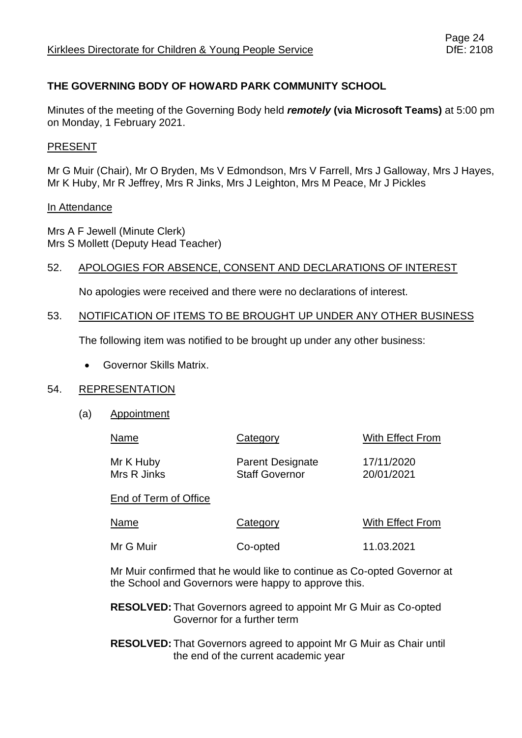## THE GOVERNING BODY OF HOWARD PARK COMMUNITY SCHOOL

Minutes of the meeting of the Governing Body held ***remotely* (via Microsoft Teams)** at 5:00 pm on Monday, 1 February 2021.

### PRESENT

Mr G Muir (Chair), Mr O Bryden, Ms V Edmondson, Mrs V Farrell, Mrs J Galloway, Mrs J Hayes, Mr K Huby, Mr R Jeffrey, Mrs R Jinks, Mrs J Leighton, Mrs M Peace, Mr J Pickles

### In Attendance

Mrs A F Jewell (Minute Clerk)
Mrs S Mollett (Deputy Head Teacher)

### 52. APOLOGIES FOR ABSENCE, CONSENT AND DECLARATIONS OF INTEREST

No apologies were received and there were no declarations of interest.

### 53. NOTIFICATION OF ITEMS TO BE BROUGHT UP UNDER ANY OTHER BUSINESS

The following item was notified to be brought up under any other business:

- Governor Skills Matrix.

### 54. REPRESENTATION

(a) Appointment

| Name | Category | With Effect From |
|---|---|---|
| Mr K Huby | Parent Designate | 17/11/2020 |
| Mrs R Jinks | Staff Governor | 20/01/2021 |

End of Term of Office

| Name | Category | With Effect From |
|---|---|---|
| Mr G Muir | Co-opted | 11.03.2021 |

Mr Muir confirmed that he would like to continue as Co-opted Governor at the School and Governors were happy to approve this.

**RESOLVED:** That Governors agreed to appoint Mr G Muir as Co-opted Governor for a further term

**RESOLVED:** That Governors agreed to appoint Mr G Muir as Chair until the end of the current academic year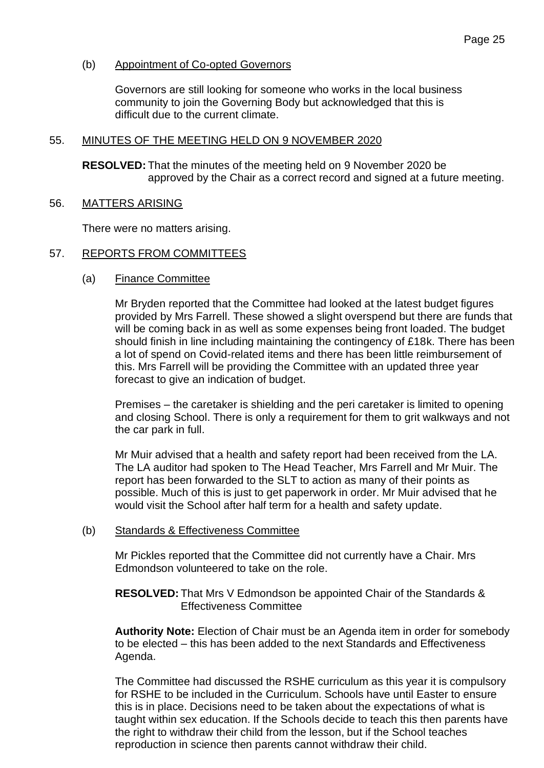(b) Appointment of Co-opted Governors

Governors are still looking for someone who works in the local business community to join the Governing Body but acknowledged that this is difficult due to the current climate.

## 55. MINUTES OF THE MEETING HELD ON 9 NOVEMBER 2020

**RESOLVED:** That the minutes of the meeting held on 9 November 2020 be approved by the Chair as a correct record and signed at a future meeting.

## 56. MATTERS ARISING

There were no matters arising.

## 57. REPORTS FROM COMMITTEES

(a) Finance Committee

Mr Bryden reported that the Committee had looked at the latest budget figures provided by Mrs Farrell. These showed a slight overspend but there are funds that will be coming back in as well as some expenses being front loaded. The budget should finish in line including maintaining the contingency of £18k. There has been a lot of spend on Covid-related items and there has been little reimbursement of this. Mrs Farrell will be providing the Committee with an updated three year forecast to give an indication of budget.

Premises – the caretaker is shielding and the peri caretaker is limited to opening and closing School. There is only a requirement for them to grit walkways and not the car park in full.

Mr Muir advised that a health and safety report had been received from the LA. The LA auditor had spoken to The Head Teacher, Mrs Farrell and Mr Muir. The report has been forwarded to the SLT to action as many of their points as possible. Much of this is just to get paperwork in order. Mr Muir advised that he would visit the School after half term for a health and safety update.

(b) Standards & Effectiveness Committee

Mr Pickles reported that the Committee did not currently have a Chair. Mrs Edmondson volunteered to take on the role.

**RESOLVED:** That Mrs V Edmondson be appointed Chair of the Standards & Effectiveness Committee

**Authority Note:** Election of Chair must be an Agenda item in order for somebody to be elected – this has been added to the next Standards and Effectiveness Agenda.

The Committee had discussed the RSHE curriculum as this year it is compulsory for RSHE to be included in the Curriculum. Schools have until Easter to ensure this is in place. Decisions need to be taken about the expectations of what is taught within sex education. If the Schools decide to teach this then parents have the right to withdraw their child from the lesson, but if the School teaches reproduction in science then parents cannot withdraw their child.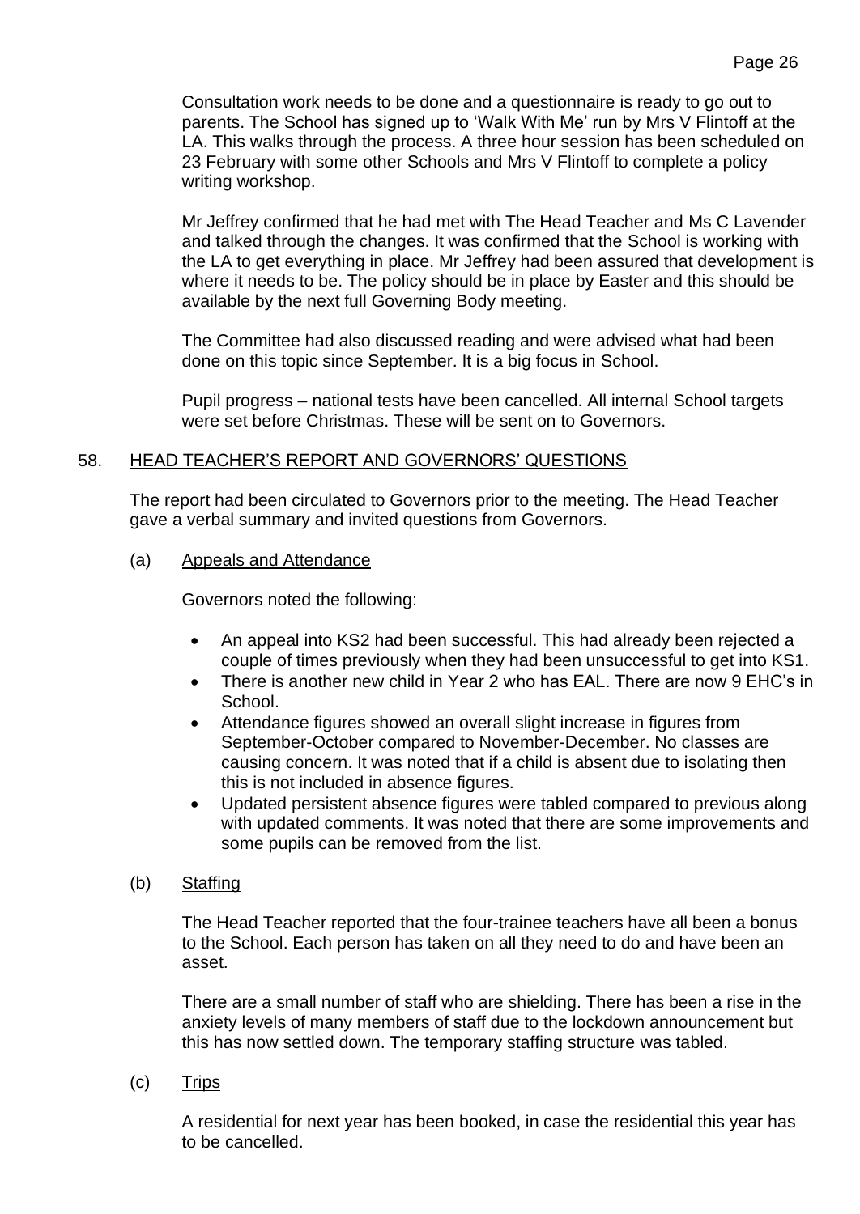Consultation work needs to be done and a questionnaire is ready to go out to parents. The School has signed up to 'Walk With Me' run by Mrs V Flintoff at the LA. This walks through the process. A three hour session has been scheduled on 23 February with some other Schools and Mrs V Flintoff to complete a policy writing workshop.

Mr Jeffrey confirmed that he had met with The Head Teacher and Ms C Lavender and talked through the changes. It was confirmed that the School is working with the LA to get everything in place. Mr Jeffrey had been assured that development is where it needs to be. The policy should be in place by Easter and this should be available by the next full Governing Body meeting.

The Committee had also discussed reading and were advised what had been done on this topic since September. It is a big focus in School.

Pupil progress – national tests have been cancelled. All internal School targets were set before Christmas. These will be sent on to Governors.

## 58. HEAD TEACHER'S REPORT AND GOVERNORS' QUESTIONS

The report had been circulated to Governors prior to the meeting. The Head Teacher gave a verbal summary and invited questions from Governors.

### (a) Appeals and Attendance

Governors noted the following:

- An appeal into KS2 had been successful. This had already been rejected a couple of times previously when they had been unsuccessful to get into KS1.
- There is another new child in Year 2 who has EAL. There are now 9 EHC's in School.
- Attendance figures showed an overall slight increase in figures from September-October compared to November-December. No classes are causing concern. It was noted that if a child is absent due to isolating then this is not included in absence figures.
- Updated persistent absence figures were tabled compared to previous along with updated comments. It was noted that there are some improvements and some pupils can be removed from the list.

### (b) Staffing

The Head Teacher reported that the four-trainee teachers have all been a bonus to the School. Each person has taken on all they need to do and have been an asset.

There are a small number of staff who are shielding. There has been a rise in the anxiety levels of many members of staff due to the lockdown announcement but this has now settled down. The temporary staffing structure was tabled.

### (c) Trips

A residential for next year has been booked, in case the residential this year has to be cancelled.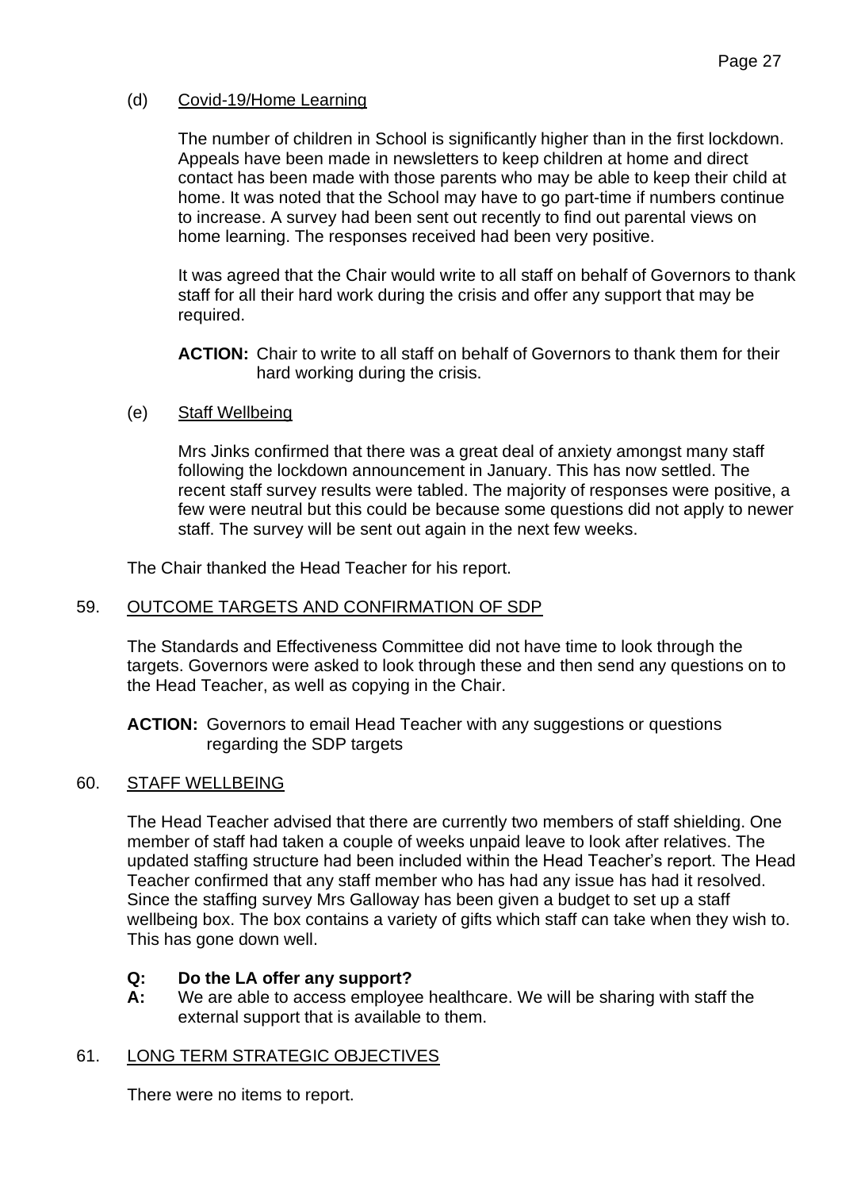(d) Covid-19/Home Learning

The number of children in School is significantly higher than in the first lockdown. Appeals have been made in newsletters to keep children at home and direct contact has been made with those parents who may be able to keep their child at home. It was noted that the School may have to go part-time if numbers continue to increase. A survey had been sent out recently to find out parental views on home learning. The responses received had been very positive.

It was agreed that the Chair would write to all staff on behalf of Governors to thank staff for all their hard work during the crisis and offer any support that may be required.

**ACTION:** Chair to write to all staff on behalf of Governors to thank them for their hard working during the crisis.

(e) Staff Wellbeing

Mrs Jinks confirmed that there was a great deal of anxiety amongst many staff following the lockdown announcement in January. This has now settled. The recent staff survey results were tabled. The majority of responses were positive, a few were neutral but this could be because some questions did not apply to newer staff. The survey will be sent out again in the next few weeks.

The Chair thanked the Head Teacher for his report.

## 59. OUTCOME TARGETS AND CONFIRMATION OF SDP

The Standards and Effectiveness Committee did not have time to look through the targets. Governors were asked to look through these and then send any questions on to the Head Teacher, as well as copying in the Chair.

**ACTION:** Governors to email Head Teacher with any suggestions or questions regarding the SDP targets

## 60. STAFF WELLBEING

The Head Teacher advised that there are currently two members of staff shielding. One member of staff had taken a couple of weeks unpaid leave to look after relatives. The updated staffing structure had been included within the Head Teacher's report. The Head Teacher confirmed that any staff member who has had any issue has had it resolved. Since the staffing survey Mrs Galloway has been given a budget to set up a staff wellbeing box. The box contains a variety of gifts which staff can take when they wish to. This has gone down well.

**Q: Do the LA offer any support?**
**A:** We are able to access employee healthcare. We will be sharing with staff the external support that is available to them.

## 61. LONG TERM STRATEGIC OBJECTIVES

There were no items to report.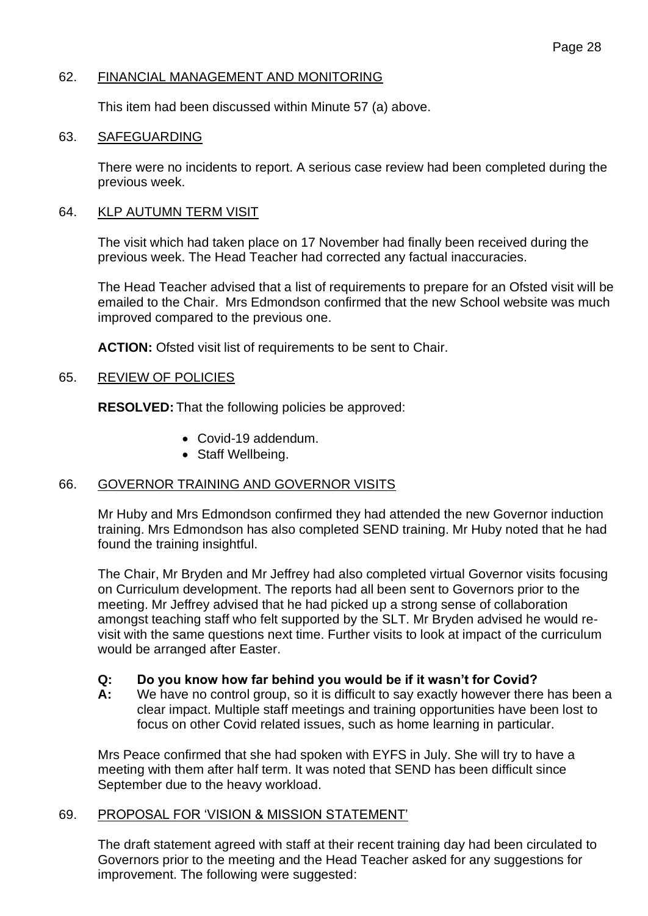## 62. FINANCIAL MANAGEMENT AND MONITORING

This item had been discussed within Minute 57 (a) above.

## 63. SAFEGUARDING

There were no incidents to report. A serious case review had been completed during the previous week.

## 64. KLP AUTUMN TERM VISIT

The visit which had taken place on 17 November had finally been received during the previous week. The Head Teacher had corrected any factual inaccuracies.

The Head Teacher advised that a list of requirements to prepare for an Ofsted visit will be emailed to the Chair. Mrs Edmondson confirmed that the new School website was much improved compared to the previous one.

**ACTION:** Ofsted visit list of requirements to be sent to Chair.

## 65. REVIEW OF POLICIES

**RESOLVED:** That the following policies be approved:

- Covid-19 addendum.
- Staff Wellbeing.

## 66. GOVERNOR TRAINING AND GOVERNOR VISITS

Mr Huby and Mrs Edmondson confirmed they had attended the new Governor induction training. Mrs Edmondson has also completed SEND training. Mr Huby noted that he had found the training insightful.

The Chair, Mr Bryden and Mr Jeffrey had also completed virtual Governor visits focusing on Curriculum development. The reports had all been sent to Governors prior to the meeting. Mr Jeffrey advised that he had picked up a strong sense of collaboration amongst teaching staff who felt supported by the SLT. Mr Bryden advised he would re-visit with the same questions next time. Further visits to look at impact of the curriculum would be arranged after Easter.

**Q: Do you know how far behind you would be if it wasn't for Covid?**

**A:** We have no control group, so it is difficult to say exactly however there has been a clear impact. Multiple staff meetings and training opportunities have been lost to focus on other Covid related issues, such as home learning in particular.

Mrs Peace confirmed that she had spoken with EYFS in July. She will try to have a meeting with them after half term. It was noted that SEND has been difficult since September due to the heavy workload.

## 69. PROPOSAL FOR 'VISION & MISSION STATEMENT'

The draft statement agreed with staff at their recent training day had been circulated to Governors prior to the meeting and the Head Teacher asked for any suggestions for improvement. The following were suggested: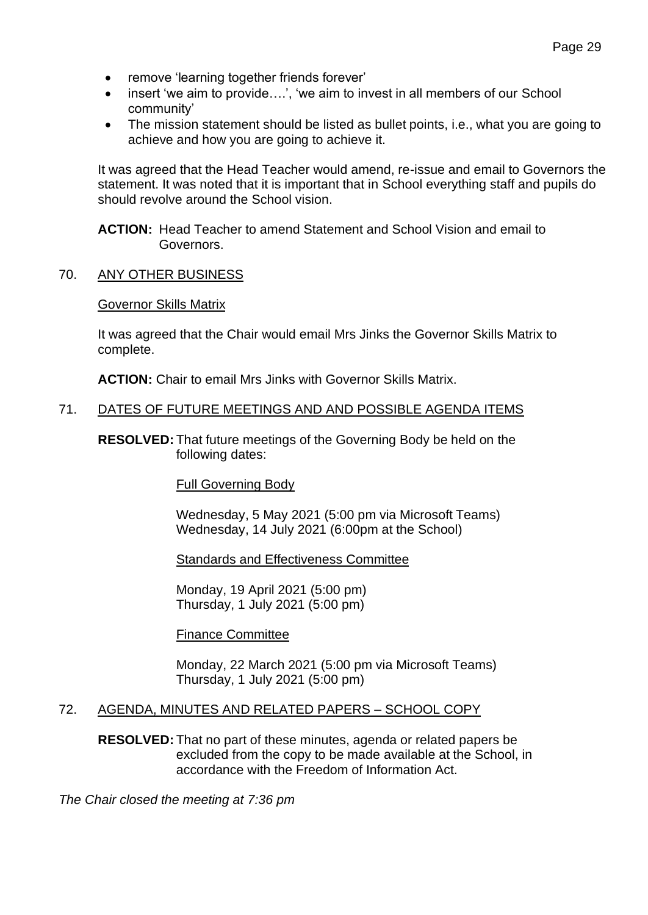- remove 'learning together friends forever'
- insert 'we aim to provide….', 'we aim to invest in all members of our School community'
- The mission statement should be listed as bullet points, i.e., what you are going to achieve and how you are going to achieve it.

It was agreed that the Head Teacher would amend, re-issue and email to Governors the statement. It was noted that it is important that in School everything staff and pupils do should revolve around the School vision.

**ACTION:** Head Teacher to amend Statement and School Vision and email to Governors.

## 70. ANY OTHER BUSINESS

### Governor Skills Matrix

It was agreed that the Chair would email Mrs Jinks the Governor Skills Matrix to complete.

**ACTION:** Chair to email Mrs Jinks with Governor Skills Matrix.

## 71. DATES OF FUTURE MEETINGS AND AND POSSIBLE AGENDA ITEMS

**RESOLVED:** That future meetings of the Governing Body be held on the following dates:

Full Governing Body

Wednesday, 5 May 2021 (5:00 pm via Microsoft Teams)
Wednesday, 14 July 2021 (6:00pm at the School)

Standards and Effectiveness Committee

Monday, 19 April 2021 (5:00 pm)
Thursday, 1 July 2021 (5:00 pm)

Finance Committee

Monday, 22 March 2021 (5:00 pm via Microsoft Teams)
Thursday, 1 July 2021 (5:00 pm)

## 72. AGENDA, MINUTES AND RELATED PAPERS – SCHOOL COPY

**RESOLVED:** That no part of these minutes, agenda or related papers be excluded from the copy to be made available at the School, in accordance with the Freedom of Information Act.

*The Chair closed the meeting at 7:36 pm*